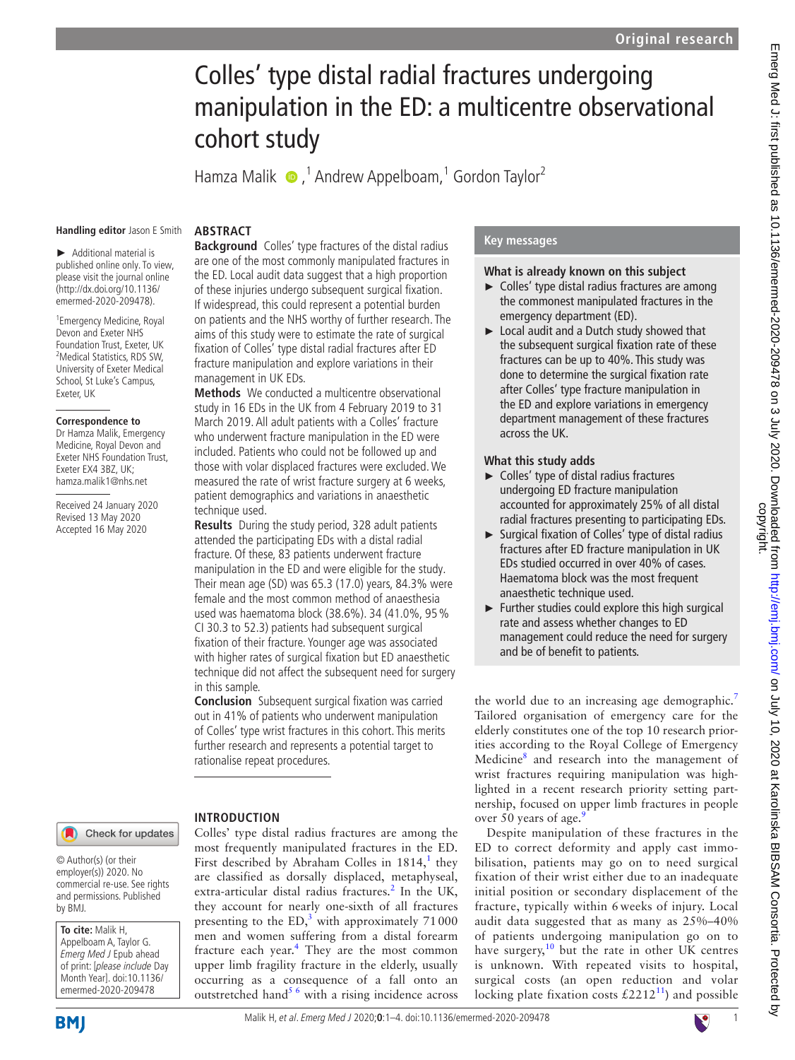Original research

# Colles' type distal radial fractures undergoing manipulation in the ED: a multicentre observational cohort study

Hamza Malik,[1] Andrew Appelboam,[1] Gordon Taylor[2]

**Handling editor** Jason E Smith

► Additional material is published online only. To view, please visit the journal online (http://dx.doi.org/10.1136/emermed-2020-209478).

[1]Emergency Medicine, Royal Devon and Exeter NHS Foundation Trust, Exeter, UK
[2]Medical Statistics, RDS SW, University of Exeter Medical School, St Luke's Campus, Exeter, UK

**Correspondence to**
Dr Hamza Malik, Emergency Medicine, Royal Devon and Exeter NHS Foundation Trust, Exeter EX4 3BZ, UK; hamza.malik1@nhs.net

Received 24 January 2020
Revised 13 May 2020
Accepted 16 May 2020

© Author(s) (or their employer(s)) 2020. No commercial re-use. See rights and permissions. Published by BMJ.

**To cite:** Malik H, Appelboam A, Taylor G. *Emerg Med J* Epub ahead of print: [*please include* Day Month Year]. doi:10.1136/emermed-2020-209478

## ABSTRACT

**Background** Colles' type fractures of the distal radius are one of the most commonly manipulated fractures in the ED. Local audit data suggest that a high proportion of these injuries undergo subsequent surgical fixation. If widespread, this could represent a potential burden on patients and the NHS worthy of further research. The aims of this study were to estimate the rate of surgical fixation of Colles' type distal radial fractures after ED fracture manipulation and explore variations in their management in UK EDs.

**Methods** We conducted a multicentre observational study in 16 EDs in the UK from 4 February 2019 to 31 March 2019. All adult patients with a Colles' fracture who underwent fracture manipulation in the ED were included. Patients who could not be followed up and those with volar displaced fractures were excluded. We measured the rate of wrist fracture surgery at 6 weeks, patient demographics and variations in anaesthetic technique used.

**Results** During the study period, 328 adult patients attended the participating EDs with a distal radial fracture. Of these, 83 patients underwent fracture manipulation in the ED and were eligible for the study. Their mean age (SD) was 65.3 (17.0) years, 84.3% were female and the most common method of anaesthesia used was haematoma block (38.6%). 34 (41.0%, 95% CI 30.3 to 52.3) patients had subsequent surgical fixation of their fracture. Younger age was associated with higher rates of surgical fixation but ED anaesthetic technique did not affect the subsequent need for surgery in this sample.

**Conclusion** Subsequent surgical fixation was carried out in 41% of patients who underwent manipulation of Colles' type wrist fractures in this cohort. This merits further research and represents a potential target to rationalise repeat procedures.

## Key messages

### What is already known on this subject

- Colles' type distal radius fractures are among the commonest manipulated fractures in the emergency department (ED).
- Local audit and a Dutch study showed that the subsequent surgical fixation rate of these fractures can be up to 40%. This study was done to determine the surgical fixation rate after Colles' type fracture manipulation in the ED and explore variations in emergency department management of these fractures across the UK.

### What this study adds

- Colles' type of distal radius fractures undergoing ED fracture manipulation accounted for approximately 25% of all distal radial fractures presenting to participating EDs.
- Surgical fixation of Colles' type of distal radius fractures after ED fracture manipulation in UK EDs studied occurred in over 40% of cases. Haematoma block was the most frequent anaesthetic technique used.
- Further studies could explore this high surgical rate and assess whether changes to ED management could reduce the need for surgery and be of benefit to patients.

## INTRODUCTION

Colles' type distal radius fractures are among the most frequently manipulated fractures in the ED. First described by Abraham Colles in 1814,[1] they are classified as dorsally displaced, metaphyseal, extra-articular distal radius fractures.[2] In the UK, they account for nearly one-sixth of all fractures presenting to the ED,[3] with approximately 71 000 men and women suffering from a distal forearm fracture each year.[4] They are the most common upper limb fragility fracture in the elderly, usually occurring as a consequence of a fall onto an outstretched hand[5 6] with a rising incidence across the world due to an increasing age demographic.[7] Tailored organisation of emergency care for the elderly constitutes one of the top 10 research priorities according to the Royal College of Emergency Medicine[8] and research into the management of wrist fractures requiring manipulation was highlighted in a recent research priority setting partnership, focused on upper limb fractures in people over 50 years of age.[9]

Despite manipulation of these fractures in the ED to correct deformity and apply cast immobilisation, patients may go on to need surgical fixation of their wrist either due to an inadequate initial position or secondary displacement of the fracture, typically within 6 weeks of injury. Local audit data suggested that as many as 25%–40% of patients undergoing manipulation go on to have surgery,[10] but the rate in other UK centres is unknown. With repeated visits to hospital, surgical costs (an open reduction and volar locking plate fixation costs £2212[11]) and possible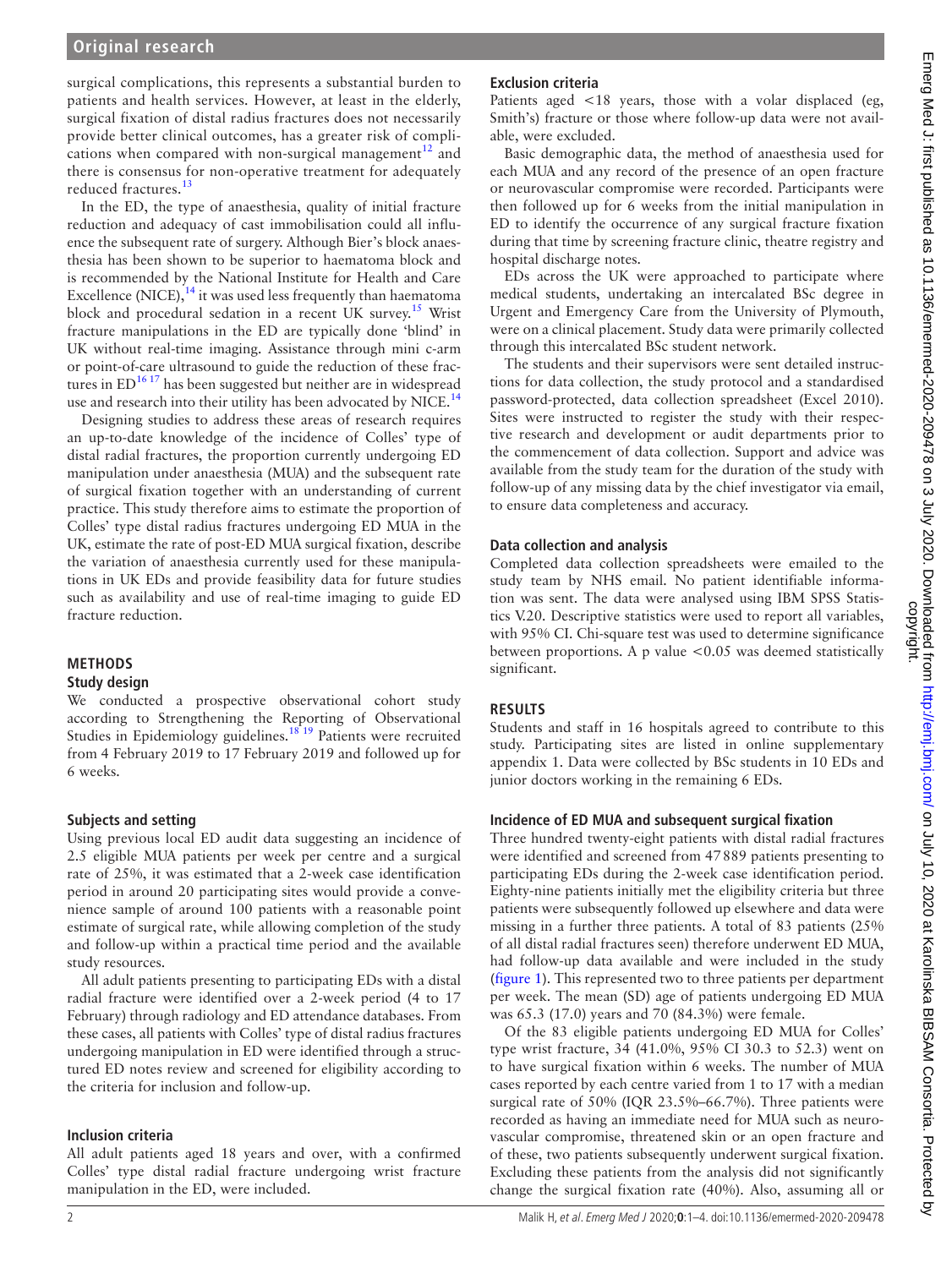surgical complications, this represents a substantial burden to patients and health services. However, at least in the elderly, surgical fixation of distal radius fractures does not necessarily provide better clinical outcomes, has a greater risk of complications when compared with non-surgical management[12] and there is consensus for non-operative treatment for adequately reduced fractures.[13]

In the ED, the type of anaesthesia, quality of initial fracture reduction and adequacy of cast immobilisation could all influence the subsequent rate of surgery. Although Bier's block anaesthesia has been shown to be superior to haematoma block and is recommended by the National Institute for Health and Care Excellence (NICE),[14] it was used less frequently than haematoma block and procedural sedation in a recent UK survey.[15] Wrist fracture manipulations in the ED are typically done 'blind' in UK without real-time imaging. Assistance through mini c-arm or point-of-care ultrasound to guide the reduction of these fractures in ED[16 17] has been suggested but neither are in widespread use and research into their utility has been advocated by NICE.[14]

Designing studies to address these areas of research requires an up-to-date knowledge of the incidence of Colles' type of distal radial fractures, the proportion currently undergoing ED manipulation under anaesthesia (MUA) and the subsequent rate of surgical fixation together with an understanding of current practice. This study therefore aims to estimate the proportion of Colles' type distal radial fractures undergoing ED MUA in the UK, estimate the rate of post-ED MUA surgical fixation, describe the variation of anaesthesia currently used for these manipulations in UK EDs and provide feasibility data for future studies such as availability and use of real-time imaging to guide ED fracture reduction.

## METHODS

### Study design

We conducted a prospective observational cohort study according to Strengthening the Reporting of Observational Studies in Epidemiology guidelines.[18 19] Patients were recruited from 4 February 2019 to 17 February 2019 and followed up for 6 weeks.

### Subjects and setting

Using previous local ED audit data suggesting an incidence of 2.5 eligible MUA patients per week per centre and a surgical rate of 25%, it was estimated that a 2-week case identification period in around 20 participating sites would provide a convenience sample of around 100 patients with a reasonable point estimate of surgical rate, while allowing completion of the study and follow-up within a practical time period and the available study resources.

All adult patients presenting to participating EDs with a distal radial fracture were identified over a 2-week period (4 to 17 February) through radiology and ED attendance databases. From these cases, all patients with Colles' type of distal radius fractures undergoing manipulation in ED were identified through a structured ED notes review and screened for eligibility according to the criteria for inclusion and follow-up.

### Inclusion criteria

All adult patients aged 18 years and over, with a confirmed Colles' type distal radial fracture undergoing wrist fracture manipulation in the ED, were included.

### Exclusion criteria

Patients aged <18 years, those with a volar displaced (eg, Smith's) fracture or those where follow-up data were not available, were excluded.

Basic demographic data, the method of anaesthesia used for each MUA and any record of the presence of an open fracture or neurovascular compromise were recorded. Participants were then followed up for 6 weeks from the initial manipulation in ED to identify the occurrence of any surgical fracture fixation during that time by screening fracture clinic, theatre registry and hospital discharge notes.

EDs across the UK were approached to participate where medical students, undertaking an intercalated BSc degree in Urgent and Emergency Care from the University of Plymouth, were on a clinical placement. Study data were primarily collected through this intercalated BSc student network.

The students and their supervisors were sent detailed instructions for data collection, the study protocol and a standardised password-protected, data collection spreadsheet (Excel 2010). Sites were instructed to register the study with their respective research and development or audit departments prior to the commencement of data collection. Support and advice was available from the study team for the duration of the study with follow-up of any missing data by the chief investigator via email, to ensure data completeness and accuracy.

### Data collection and analysis

Completed data collection spreadsheets were emailed to the study team by NHS email. No patient identifiable information was sent. The data were analysed using IBM SPSS Statistics V.20. Descriptive statistics were used to report all variables, with 95% CI. Chi-square test was used to determine significance between proportions. A p value <0.05 was deemed statistically significant.

## RESULTS

Students and staff in 16 hospitals agreed to contribute to this study. Participating sites are listed in online supplementary appendix 1. Data were collected by BSc students in 10 EDs and junior doctors working in the remaining 6 EDs.

### Incidence of ED MUA and subsequent surgical fixation

Three hundred twenty-eight patients with distal radial fractures were identified and screened from 47 889 patients presenting to participating EDs during the 2-week case identification period. Eighty-nine patients initially met the eligibility criteria but three patients were subsequently followed up elsewhere and data were missing in a further three patients. A total of 83 patients (25% of all distal radial fractures seen) therefore underwent ED MUA, had follow-up data available and were included in the study (figure 1). This represented two to three patients per department per week. The mean (SD) age of patients undergoing ED MUA was 65.3 (17.0) years and 70 (84.3%) were female.

Of the 83 eligible patients undergoing ED MUA for Colles' type wrist fracture, 34 (41.0%, 95% CI 30.3 to 52.3) went on to have surgical fixation within 6 weeks. The number of MUA cases reported by each centre varied from 1 to 17 with a median surgical rate of 50% (IQR 23.5%–66.7%). Three patients were recorded as having an immediate need for MUA such as neurovascular compromise, threatened skin or an open fracture and of these, two patients subsequently underwent surgical fixation. Excluding these patients from the analysis did not significantly change the surgical fixation rate (40%). Also, assuming all or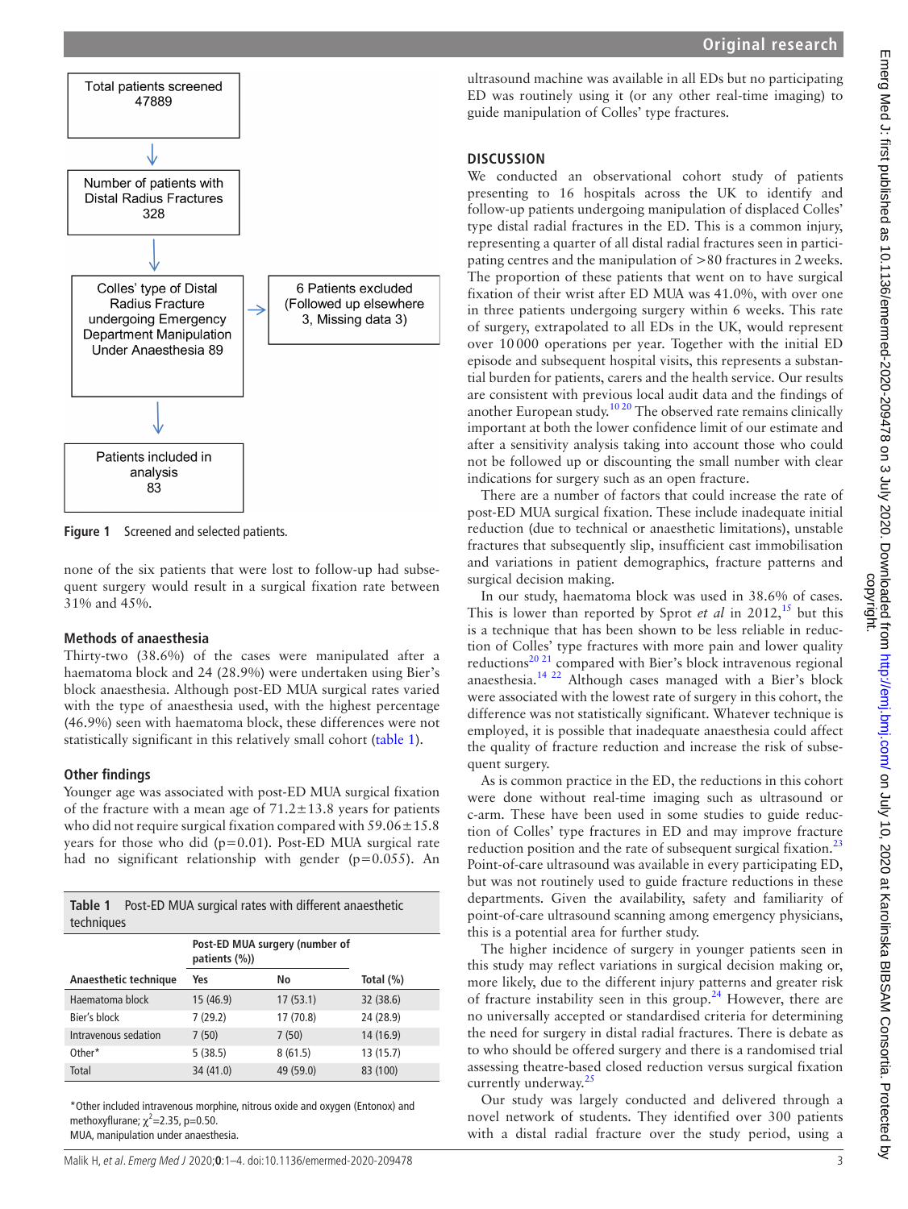Total patients screened 47889

Number of patients with Distal Radius Fractures 328

Colles' type of Distal Radius Fracture undergoing Emergency Department Manipulation Under Anaesthesia 89

6 Patients excluded (Followed up elsewhere 3, Missing data 3)

Patients included in analysis 83

**Figure 1** Screened and selected patients.

none of the six patients that were lost to follow-up had subsequent surgery would result in a surgical fixation rate between 31% and 45%.

### Methods of anaesthesia

Thirty-two (38.6%) of the cases were manipulated after a haematoma block and 24 (28.9%) were undertaken using Bier's block anaesthesia. Although post-ED MUA surgical rates varied with the type of anaesthesia used, with the highest percentage (46.9%) seen with haematoma block, these differences were not statistically significant in this relatively small cohort (table 1).

### Other findings

Younger age was associated with post-ED MUA surgical fixation of the fracture with a mean age of 71.2±13.8 years for patients who did not require surgical fixation compared with 59.06±15.8 years for those who did (p=0.01). Post-ED MUA surgical rate had no significant relationship with gender (p=0.055). An ultrasound machine was available in all EDs but no participating ED was routinely using it (or any other real-time imaging) to guide manipulation of Colles' type fractures.

**Table 1** Post-ED MUA surgical rates with different anaesthetic techniques

| | Post-ED MUA surgery (number of patients (%)) | | |
|---|---|---|---|
| Anaesthetic technique | Yes | No | Total (%) |
| Haematoma block | 15 (46.9) | 17 (53.1) | 32 (38.6) |
| Bier's block | 7 (29.2) | 17 (70.8) | 24 (28.9) |
| Intravenous sedation | 7 (50) | 7 (50) | 14 (16.9) |
| Other* | 5 (38.5) | 8 (61.5) | 13 (15.7) |
| Total | 34 (41.0) | 49 (59.0) | 83 (100) |

*Other included intravenous morphine, nitrous oxide and oxygen (Entonox) and methoxyflurane; $\chi^2$=2.35, p=0.50.
MUA, manipulation under anaesthesia.

## DISCUSSION

We conducted an observational cohort study of patients presenting to 16 hospitals across the UK to identify and follow-up patients undergoing manipulation of displaced Colles' type distal radial fractures in the ED. This is a common injury, representing a quarter of all distal radial fractures seen in participating centres and the manipulation of >80 fractures in 2 weeks. The proportion of these patients that went on to have surgical fixation of their wrist after ED MUA was 41.0%, with over one in three patients undergoing surgery within 6 weeks. This rate of surgery, extrapolated to all EDs in the UK, would represent over 10 000 operations per year. Together with the initial ED episode and subsequent hospital visits, this represents a substantial burden for patients, carers and the health service. Our results are consistent with previous local audit data and the findings of another European study.[10,20] The observed rate remains clinically important at both the lower confidence limit of our estimate and after a sensitivity analysis taking into account those who could not be followed up or discounting the small number with clear indications for surgery such as an open fracture.

There are a number of factors that could increase the rate of post-ED MUA surgical fixation. These include inadequate initial reduction (due to technical or anaesthetic limitations), unstable fractures that subsequently slip, insufficient cast immobilisation and variations in patient demographics, fracture patterns and surgical decision making.

In our study, haematoma block was used in 38.6% of cases. This is lower than reported by Sprot *et al* in 2012,[15] but this is a technique that has been shown to be less reliable in reduction of Colles' type fractures with more pain and lower quality reductions[20,21] compared with Bier's block intravenous regional anaesthesia.[14,22] Although cases managed with a Bier's block were associated with the lowest rate of surgery in this cohort, the difference was not statistically significant. Whatever technique is employed, it is possible that inadequate anaesthesia could affect the quality of fracture reduction and increase the risk of subsequent surgery.

As is common practice in the ED, the reductions in this cohort were done without real-time imaging such as ultrasound or c-arm. These have been used in some studies to guide reduction of Colles' type fractures in ED and may improve fracture reduction position and the rate of subsequent surgical fixation.[23] Point-of-care ultrasound was available in every participating ED, but was not routinely used to guide fracture reductions in these departments. Given the availability, safety and familiarity of point-of-care ultrasound scanning among emergency physicians, this is a potential area for further study.

The higher incidence of surgery in younger patients seen in this study may reflect variations in surgical decision making or, more likely, due to the different injury patterns and greater risk of fracture instability seen in this group.[24] However, there are no universally accepted or standardised criteria for determining the need for surgery in distal radial fractures. There is debate as to who should be offered surgery and there is a randomised trial assessing theatre-based closed reduction versus surgical fixation currently underway.[25]

Our study was largely conducted and delivered through a novel network of students. They identified over 300 patients with a distal radial fracture over the study period, using a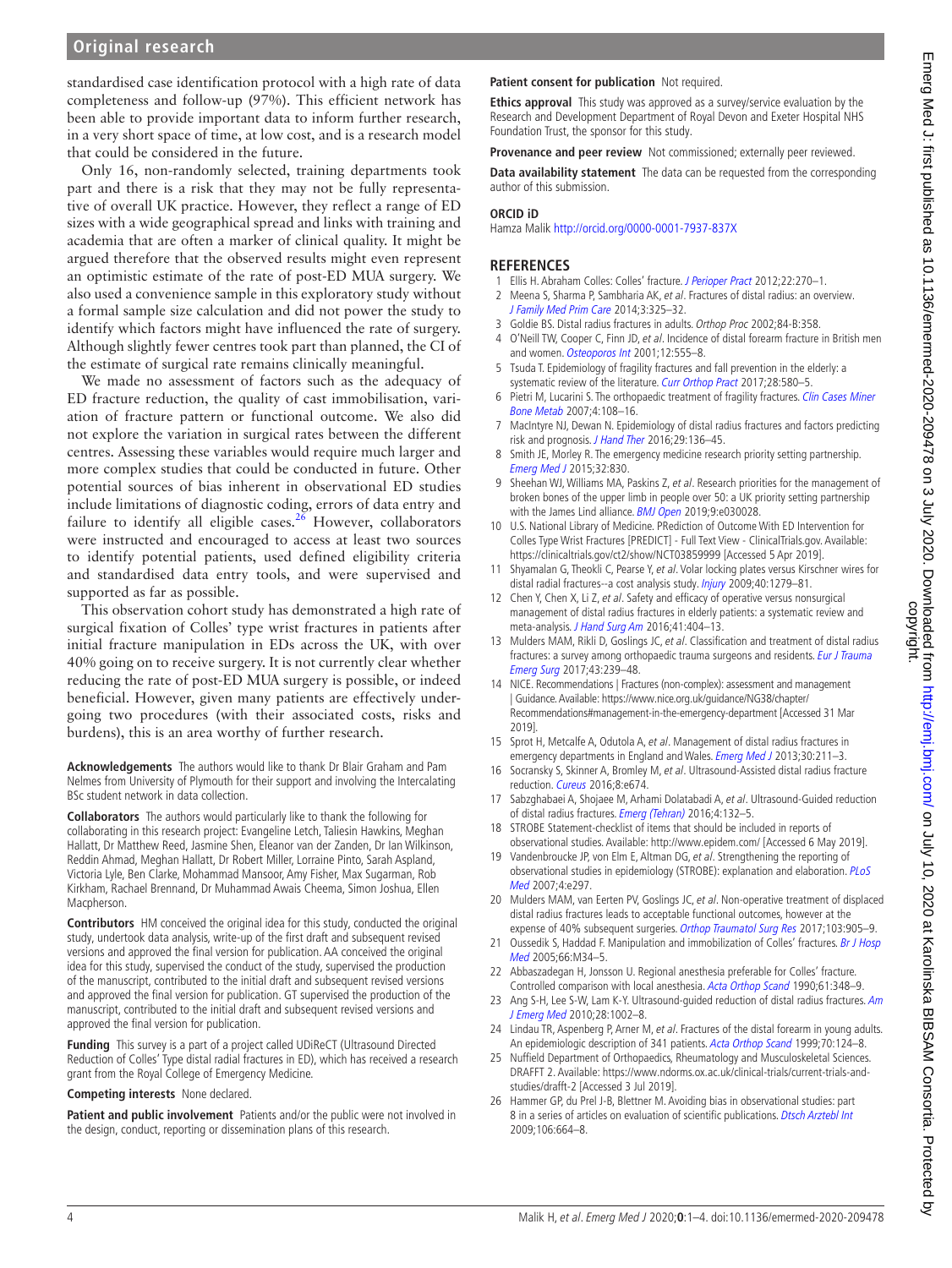standardised case identification protocol with a high rate of data completeness and follow-up (97%). This efficient network has been able to provide important data to inform further research, in a very short space of time, at low cost, and is a research model that could be considered in the future.

Only 16, non-randomly selected, training departments took part and there is a risk that they may not be fully representative of overall UK practice. However, they reflect a range of ED sizes with a wide geographical spread and links with training and academia that are often a marker of clinical quality. It might be argued therefore that the observed results might even represent an optimistic estimate of the rate of post-ED MUA surgery. We also used a convenience sample in this exploratory study without a formal sample size calculation and did not power the study to identify which factors might have influenced the rate of surgery. Although slightly fewer centres took part than planned, the CI of the estimate of surgical rate remains clinically meaningful.

We made no assessment of factors such as the adequacy of ED fracture reduction, the quality of cast immobilisation, variation of fracture pattern or functional outcome. We also did not explore the variation in surgical rates between the different centres. Assessing these variables would require much larger and more complex studies that could be conducted in future. Other potential sources of bias inherent in observational ED studies include limitations of diagnostic coding, errors of data entry and failure to identify all eligible cases.[26] However, collaborators were instructed and encouraged to access at least two sources to identify potential patients, used defined eligibility criteria and standardised data entry tools, and were supervised and supported as far as possible.

This observation cohort study has demonstrated a high rate of surgical fixation of Colles' type wrist fractures in patients after initial fracture manipulation in EDs across the UK, with over 40% going on to receive surgery. It is not currently clear whether reducing the rate of post-ED MUA surgery is possible, or indeed beneficial. However, given many patients are effectively undergoing two procedures (with their associated costs, risks and burdens), this is an area worthy of further research.

**Acknowledgements** The authors would like to thank Dr Blair Graham and Pam Nelmes from University of Plymouth for their support and involving the Intercalating BSc student network in data collection.

**Collaborators** The authors would particularly like to thank the following for collaborating in this research project: Evangeline Letch, Taliesin Hawkins, Meghan Hallatt, Dr Matthew Reed, Jasmine Shen, Eleanor van der Zanden, Dr Ian Wilkinson, Reddin Ahmad, Meghan Hallatt, Dr Robert Miller, Lorraine Pinto, Sarah Aspland, Victoria Lyle, Ben Clarke, Mohammad Mansoor, Amy Fisher, Max Sugarman, Rob Kirkham, Rachael Brennand, Dr Muhammad Awais Cheema, Simon Joshua, Ellen Macpherson.

**Contributors** HM conceived the original idea for this study, conducted the original study, undertook data analysis, write-up of the first draft and subsequent revised versions and approved the final version for publication. AA conceived the original idea for this study, supervised the conduct of the study, supervised the production of the manuscript, contributed to the initial draft and subsequent revised versions and approved the final version for publication. GT supervised the production of the manuscript, contributed to the initial draft and subsequent revised versions and approved the final version for publication.

**Funding** This survey is a part of a project called UDiReCT (Ultrasound Directed Reduction of Colles' Type distal radial fractures in ED), which has received a research grant from the Royal College of Emergency Medicine.

**Competing interests** None declared.

**Patient and public involvement** Patients and/or the public were not involved in the design, conduct, reporting or dissemination plans of this research.

**Patient consent for publication** Not required.

**Ethics approval** This study was approved as a survey/service evaluation by the Research and Development Department of Royal Devon and Exeter Hospital NHS Foundation Trust, the sponsor for this study.

**Provenance and peer review** Not commissioned; externally peer reviewed.

**Data availability statement** The data can be requested from the corresponding author of this submission.

**ORCID iD**

Hamza Malik http://orcid.org/0000-0001-7937-837X

## REFERENCES

1. Ellis H. Abraham Colles: Colles' fracture. *J Perioper Pract* 2012;22:270–1.
2. Meena S, Sharma P, Sambharia AK, *et al*. Fractures of distal radius: an overview. *J Family Med Prim Care* 2014;3:325–32.
3. Goldie BS. Distal radius fractures in adults. *Orthop Proc* 2002;84-B:358.
4. O'Neill TW, Cooper C, Finn JD, *et al*. Incidence of distal forearm fracture in British men and women. *Osteoporos Int* 2001;12:555–8.
5. Tsuda T. Epidemiology of fragility fractures and fall prevention in the elderly: a systematic review of the literature. *Curr Orthop Pract* 2017;28:580–5.
6. Pietri M, Lucarini S. The orthopaedic treatment of fragility fractures. *Clin Cases Miner Bone Metab* 2007;4:108–16.
7. MacIntyre NJ, Dewan N. Epidemiology of distal radius fractures and factors predicting risk and prognosis. *J Hand Ther* 2016;29:136–45.
8. Smith JE, Morley R. The emergency medicine research priority setting partnership. *Emerg Med J* 2015;32:830.
9. Sheehan WJ, Williams MA, Paskins Z, *et al*. Research priorities for the management of broken bones of the upper limb in people over 50: a UK priority setting partnership with the James Lind alliance. *BMJ Open* 2019;9:e030028.
10. U.S. National Library of Medicine. PRediction of Outcome With ED Intervention for Colles Type Wrist Fractures [PREDICT] - Full Text View - ClinicalTrials.gov. Available: https://clinicaltrials.gov/ct2/show/NCT03859999 [Accessed 5 Apr 2019].
11. Shyamalan G, Theokli C, Pearse Y, *et al*. Volar locking plates versus Kirschner wires for distal radial fractures--a cost analysis study. *Injury* 2009;40:1279–81.
12. Chen Y, Chen X, Li Z, *et al*. Safety and efficacy of operative versus nonsurgical management of distal radius fractures in elderly patients: a systematic review and meta-analysis. *J Hand Surg Am* 2016;41:404–13.
13. Mulders MAM, Rikli D, Goslings JC, *et al*. Classification and treatment of distal radius fractures: a survey among orthopaedic trauma surgeons and residents. *Eur J Trauma Emerg Surg* 2017;43:239–48.
14. NICE. Recommendations | Fractures (non-complex): assessment and management | Guidance. Available: https://www.nice.org.uk/guidance/NG38/chapter/Recommendations#management-in-the-emergency-department [Accessed 31 Mar 2019].
15. Sprot H, Metcalfe A, Odutola A, *et al*. Management of distal radius fractures in emergency departments in England and Wales. *Emerg Med J* 2013;30:211–3.
16. Socransky S, Skinner A, Bromley M, *et al*. Ultrasound-Assisted distal radius fracture reduction. *Cureus* 2016;8:e674.
17. Sabzghabaei A, Shojaee M, Arhami Dolatabadi A, *et al*. Ultrasound-Guided reduction of distal radius fractures. *Emerg (Tehran)* 2016;4:132–5.
18. STROBE Statement-checklist of items that should be included in reports of observational studies. Available: http://www.epidem.com/ [Accessed 6 May 2019].
19. Vandenbroucke JP, von Elm E, Altman DG, *et al*. Strengthening the reporting of observational studies in epidemiology (STROBE): explanation and elaboration. *PLoS Med* 2007;4:e297.
20. Mulders MAM, van Eerten PV, Goslings JC, *et al*. Non-operative treatment of displaced distal radius fractures leads to acceptable functional outcomes, however at the expense of 40% subsequent surgeries. *Orthop Traumatol Surg Res* 2017;103:905–9.
21. Oussedik S, Haddad F. Manipulation and immobilization of Colles' fractures. *Br J Hosp Med* 2005;66:M34–5.
22. Abbaszadegan H, Jonsson U. Regional anesthesia preferable for Colles' fracture. Controlled comparison with local anesthesia. *Acta Orthop Scand* 1990;61:348–9.
23. Ang S-H, Lee S-W, Lam K-Y. Ultrasound-guided reduction of distal radius fractures. *Am J Emerg Med* 2010;28:1002–8.
24. Lindau TR, Aspenberg P, Arner M, *et al*. Fractures of the distal forearm in young adults. An epidemiologic description of 341 patients. *Acta Orthop Scand* 1999;70:124–8.
25. Nuffield Department of Orthopaedics, Rheumatology and Musculoskeletal Sciences. DRAFFT 2. Available: https://www.ndorms.ox.ac.uk/clinical-trials/current-trials-and-studies/drafft-2 [Accessed 3 Jul 2019].
26. Hammer GP, du Prel J-B, Blettner M. Avoiding bias in observational studies: part 8 in a series of articles on evaluation of scientific publications. *Dtsch Arztebl Int* 2009;106:664–8.